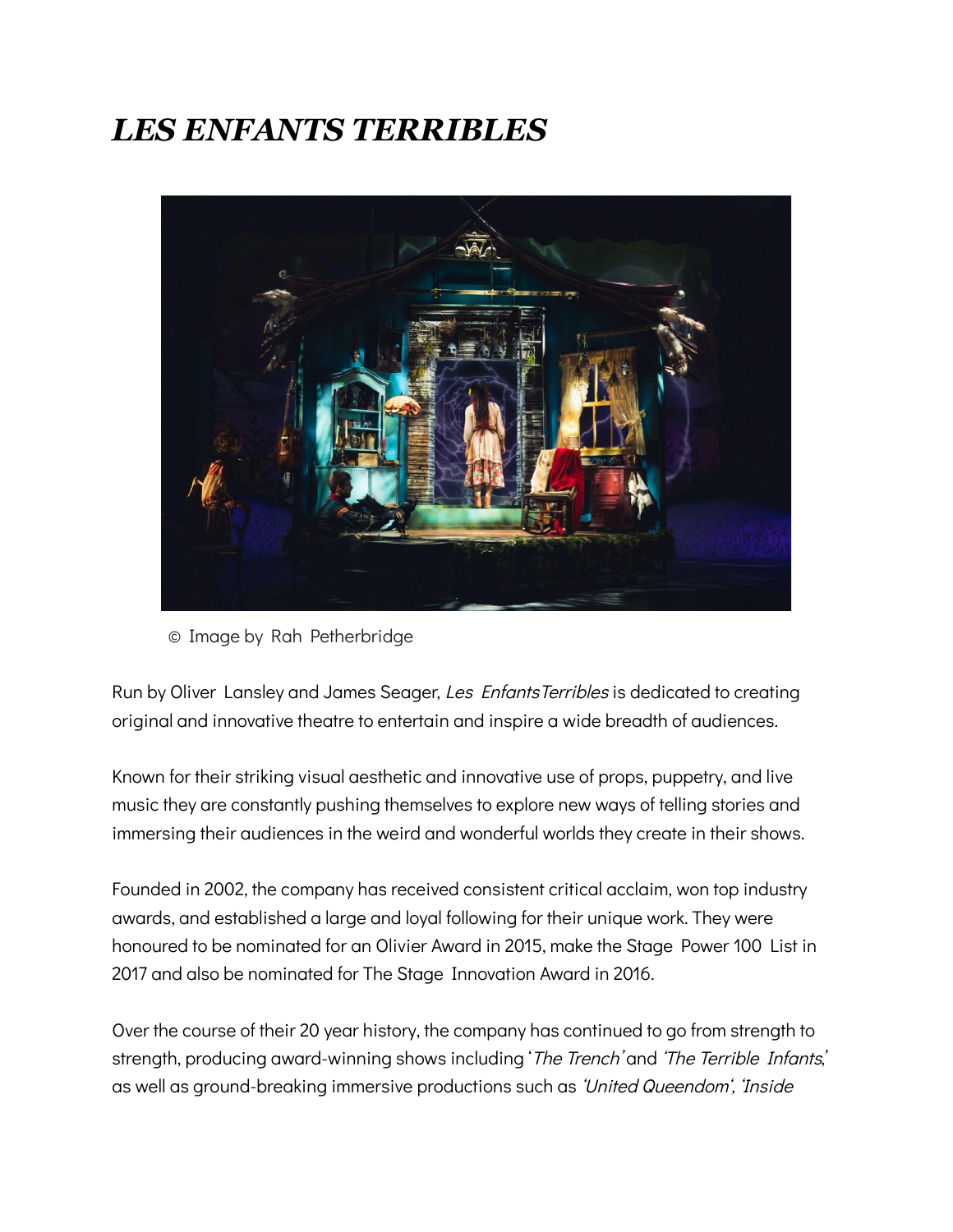# *LES ENFANTS TERRIBLES*

© Image by Rah Petherbridge

Run by Oliver Lansley and James Seager, *Les EnfantsTerribles* is dedicated to creating original and innovative theatre to entertain and inspire a wide breadth of audiences.

Known for their striking visual aesthetic and innovative use of props, puppetry, and live music they are constantly pushing themselves to explore new ways of telling stories and immersing their audiences in the weird and wonderful worlds they create in their shows.

Founded in 2002, the company has received consistent critical acclaim, won top industry awards, and established a large and loyal following for their unique work. They were honoured to be nominated for an Olivier Award in 2015, make the Stage Power 100 List in 2017 and also be nominated for The Stage Innovation Award in 2016.

Over the course of their 20 year history, the company has continued to go from strength to strength, producing award-winning shows including '*The Trench*' and *'The Terrible Infants*,' as well as ground-breaking immersive productions such as *'United Queendom', 'Inside*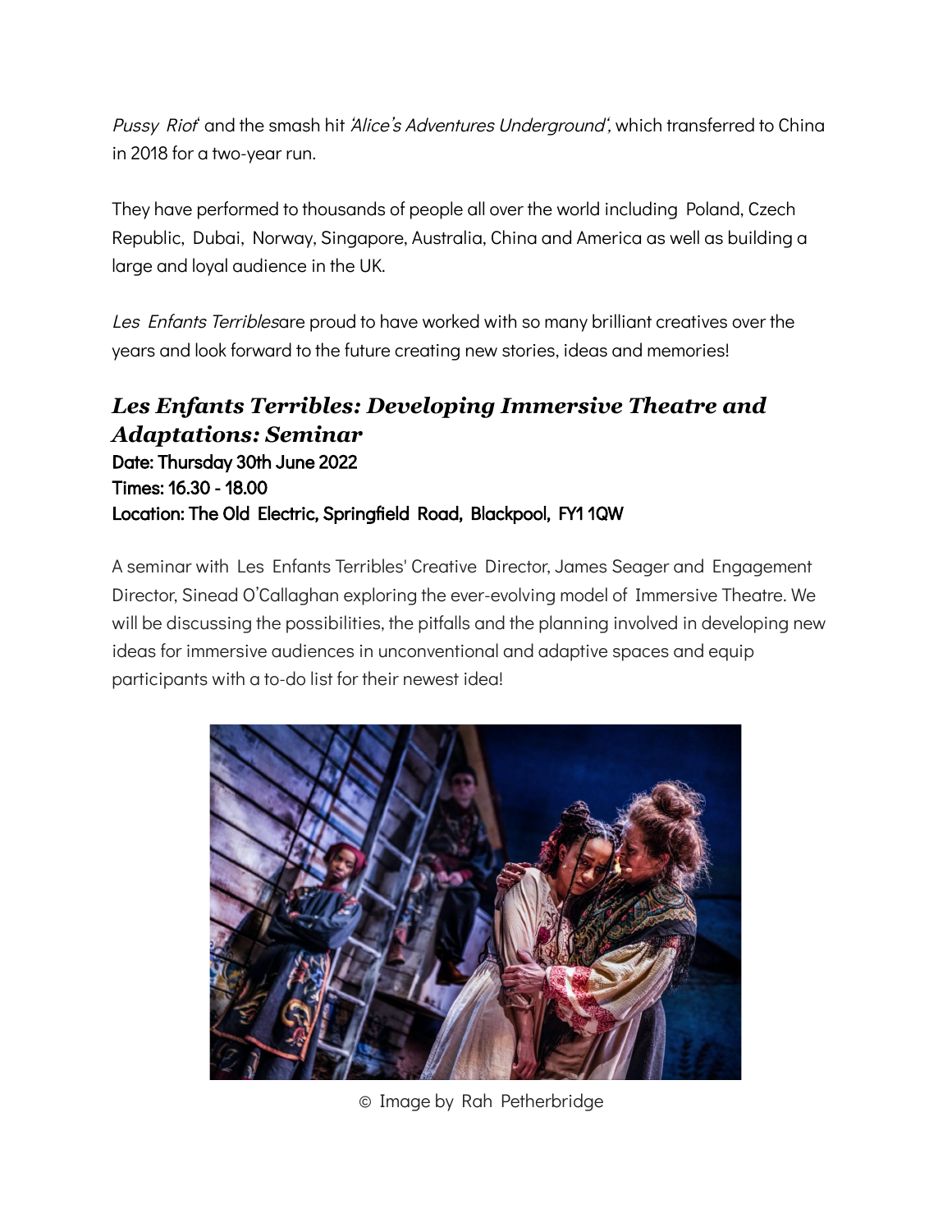*Pussy Riot*' and the smash hit '*Alice's Adventures Underground*', which transferred to China in 2018 for a two-year run.

They have performed to thousands of people all over the world including Poland, Czech Republic, Dubai, Norway, Singapore, Australia, China and America as well as building a large and loyal audience in the UK.

*Les Enfants Terribles*are proud to have worked with so many brilliant creatives over the years and look forward to the future creating new stories, ideas and memories!

## *Les Enfants Terribles: Developing Immersive Theatre and Adaptations: Seminar*

**Date: Thursday 30th June 2022**
**Times: 16.30 - 18.00**
**Location: The Old Electric, Springfield Road, Blackpool, FY1 1QW**

A seminar with Les Enfants Terribles' Creative Director, James Seager and Engagement Director, Sinead O'Callaghan exploring the ever-evolving model of Immersive Theatre. We will be discussing the possibilities, the pitfalls and the planning involved in developing new ideas for immersive audiences in unconventional and adaptive spaces and equip participants with a to-do list for their newest idea!

© Image by Rah Petherbridge